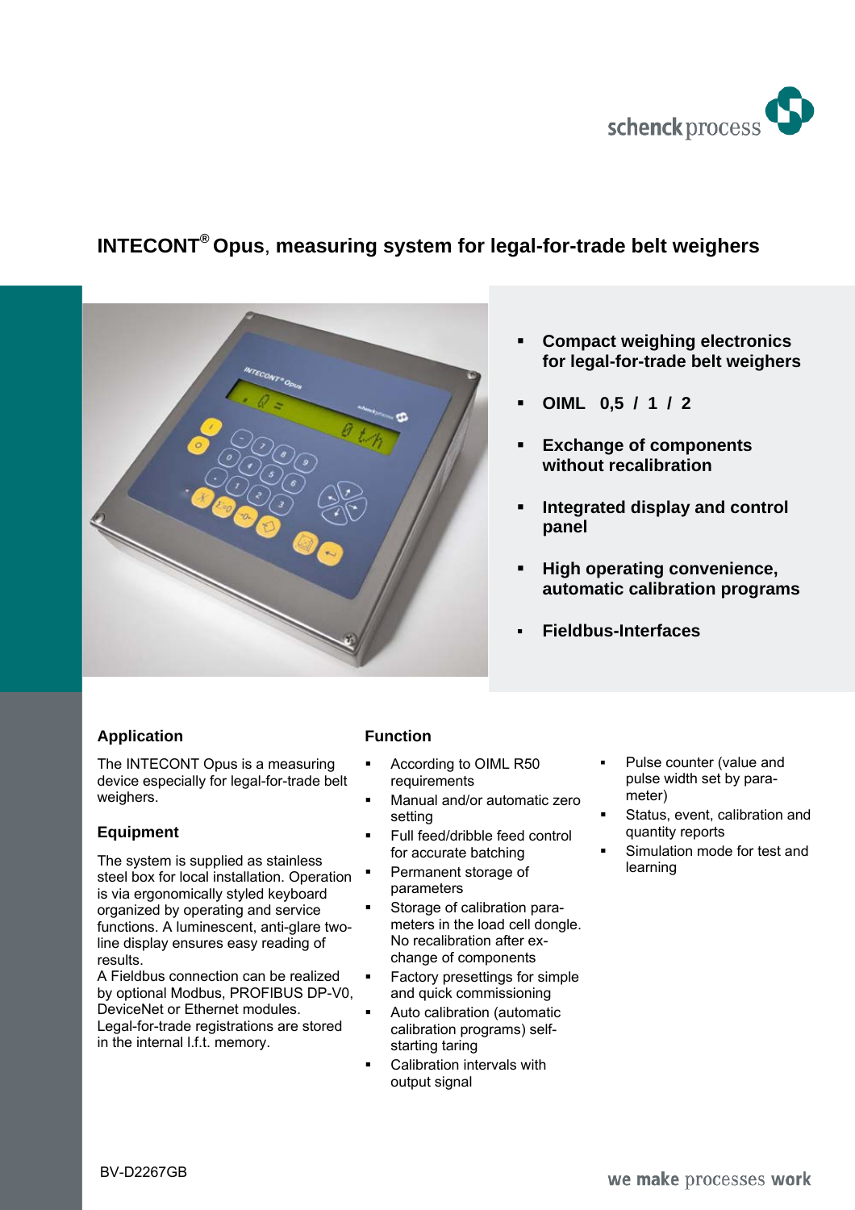# INTECONT® Opus, measuring system for legal-for-trade belt weighers

- **Compact weighing electronics for legal-for-trade belt weighers**
- **OIML 0,5 / 1 / 2**
- **Exchange of components without recalibration**
- **Integrated display and control panel**
- **High operating convenience, automatic calibration programs**
- **Fieldbus-Interfaces**

## Application

The INTECONT Opus is a measuring device especially for legal-for-trade belt weighers.

## Equipment

The system is supplied as stainless steel box for local installation. Operation is via ergonomically styled keyboard organized by operating and service functions. A luminescent, anti-glare two-line display ensures easy reading of results.
A Fieldbus connection can be realized by optional Modbus, PROFIBUS DP-V0, DeviceNet or Ethernet modules.
Legal-for-trade registrations are stored in the internal l.f.t. memory.

## Function

- According to OIML R50 requirements
- Manual and/or automatic zero setting
- Full feed/dribble feed control for accurate batching
- Permanent storage of parameters
- Storage of calibration parameters in the load cell dongle. No recalibration after exchange of components
- Factory presettings for simple and quick commissioning
- Auto calibration (automatic calibration programs) self-starting taring
- Calibration intervals with output signal
- Pulse counter (value and pulse width set by parameter)
- Status, event, calibration and quantity reports
- Simulation mode for test and learning

BV-D2267GB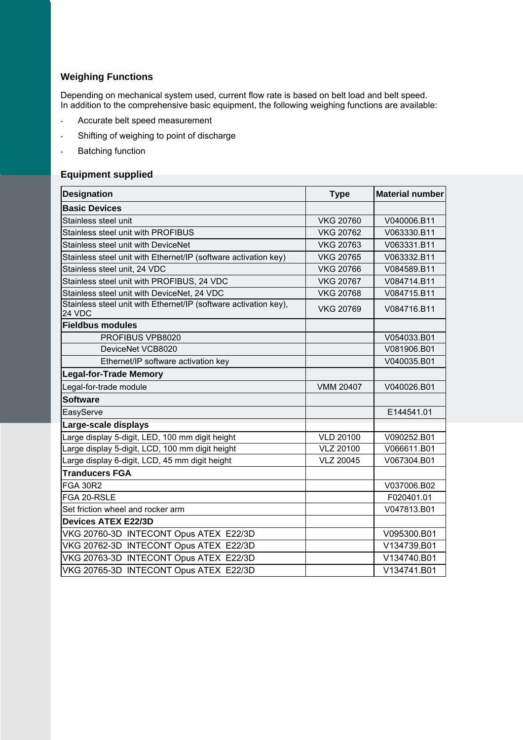### Weighing Functions

Depending on mechanical system used, current flow rate is based on belt load and belt speed.
In addition to the comprehensive basic equipment, the following weighing functions are available:

- Accurate belt speed measurement
- Shifting of weighing to point of discharge
- Batching function

### Equipment supplied

| Designation | Type | Material number |
|---|---|---|
| **Basic Devices** | | |
| Stainless steel unit | VKG 20760 | V040006.B11 |
| Stainless steel unit with PROFIBUS | VKG 20762 | V063330.B11 |
| Stainless steel unit with DeviceNet | VKG 20763 | V063331.B11 |
| Stainless steel unit with Ethernet/IP (software activation key) | VKG 20765 | V063332.B11 |
| Stainless steel unit, 24 VDC | VKG 20766 | V084589.B11 |
| Stainless steel unit with PROFIBUS, 24 VDC | VKG 20767 | V084714.B11 |
| Stainless steel unit with DeviceNet, 24 VDC | VKG 20768 | V084715.B11 |
| Stainless steel unit with Ethernet/IP (software activation key), 24 VDC | VKG 20769 | V084716.B11 |
| **Fieldbus modules** | | |
| PROFIBUS VPB8020 | | V054033.B01 |
| DeviceNet VCB8020 | | V081906.B01 |
| Ethernet/IP software activation key | | V040035.B01 |
| **Legal-for-Trade Memory** | | |
| Legal-for-trade module | VMM 20407 | V040026.B01 |
| **Software** | | |
| EasyServe | | E144541.01 |
| **Large-scale displays** | | |
| Large display 5-digit, LED, 100 mm digit height | VLD 20100 | V090252.B01 |
| Large display 5-digit, LCD, 100 mm digit height | VLZ 20100 | V066611.B01 |
| Large display 6-digit, LCD, 45 mm digit height | VLZ 20045 | V067304.B01 |
| **Tranducers FGA** | | |
| FGA 30R2 | | V037006.B02 |
| FGA 20-RSLE | | F020401.01 |
| Set friction wheel and rocker arm | | V047813.B01 |
| **Devices ATEX E22/3D** | | |
| VKG 20760-3D INTECONT Opus ATEX E22/3D | | V095300.B01 |
| VKG 20762-3D INTECONT Opus ATEX E22/3D | | V134739.B01 |
| VKG 20763-3D INTECONT Opus ATEX E22/3D | | V134740.B01 |
| VKG 20765-3D INTECONT Opus ATEX E22/3D | | V134741.B01 |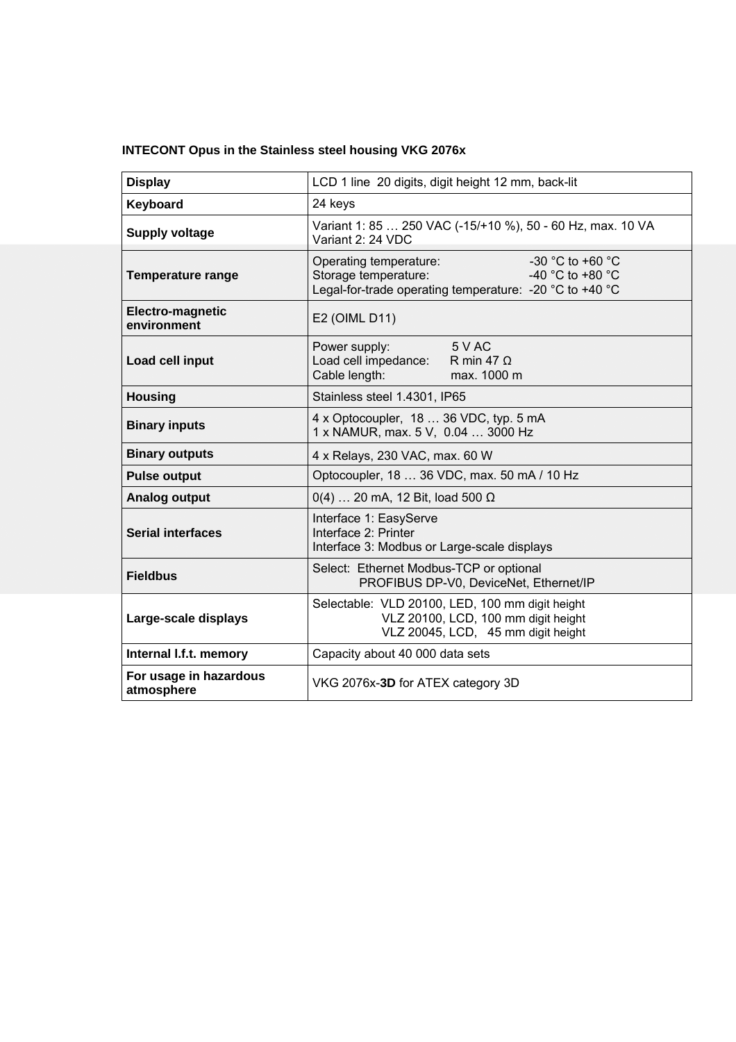**INTECONT Opus in the Stainless steel housing VKG 2076x**

| Display | LCD 1 line 20 digits, digit height 12 mm, back-lit |
|---|---|
| **Keyboard** | 24 keys |
| **Supply voltage** | Variant 1: 85 … 250 VAC (-15/+10 %), 50 - 60 Hz, max. 10 VA<br>Variant 2: 24 VDC |
| **Temperature range** | Operating temperature: -30 °C to +60 °C<br>Storage temperature: -40 °C to +80 °C<br>Legal-for-trade operating temperature: -20 °C to +40 °C |
| **Electro-magnetic environment** | E2 (OIML D11) |
| **Load cell input** | Power supply: 5 V AC<br>Load cell impedance: R min 47 Ω<br>Cable length: max. 1000 m |
| **Housing** | Stainless steel 1.4301, IP65 |
| **Binary inputs** | 4 x Optocoupler, 18 … 36 VDC, typ. 5 mA<br>1 x NAMUR, max. 5 V, 0.04 … 3000 Hz |
| **Binary outputs** | 4 x Relays, 230 VAC, max. 60 W |
| **Pulse output** | Optocoupler, 18 … 36 VDC, max. 50 mA / 10 Hz |
| **Analog output** | 0(4) … 20 mA, 12 Bit, load 500 Ω |
| **Serial interfaces** | Interface 1: EasyServe<br>Interface 2: Printer<br>Interface 3: Modbus or Large-scale displays |
| **Fieldbus** | Select: Ethernet Modbus-TCP or optional<br>PROFIBUS DP-V0, DeviceNet, Ethernet/IP |
| **Large-scale displays** | Selectable: VLD 20100, LED, 100 mm digit height<br>VLZ 20100, LCD, 100 mm digit height<br>VLZ 20045, LCD, 45 mm digit height |
| **Internal l.f.t. memory** | Capacity about 40 000 data sets |
| **For usage in hazardous atmosphere** | VKG 2076x-**3D** for ATEX category 3D |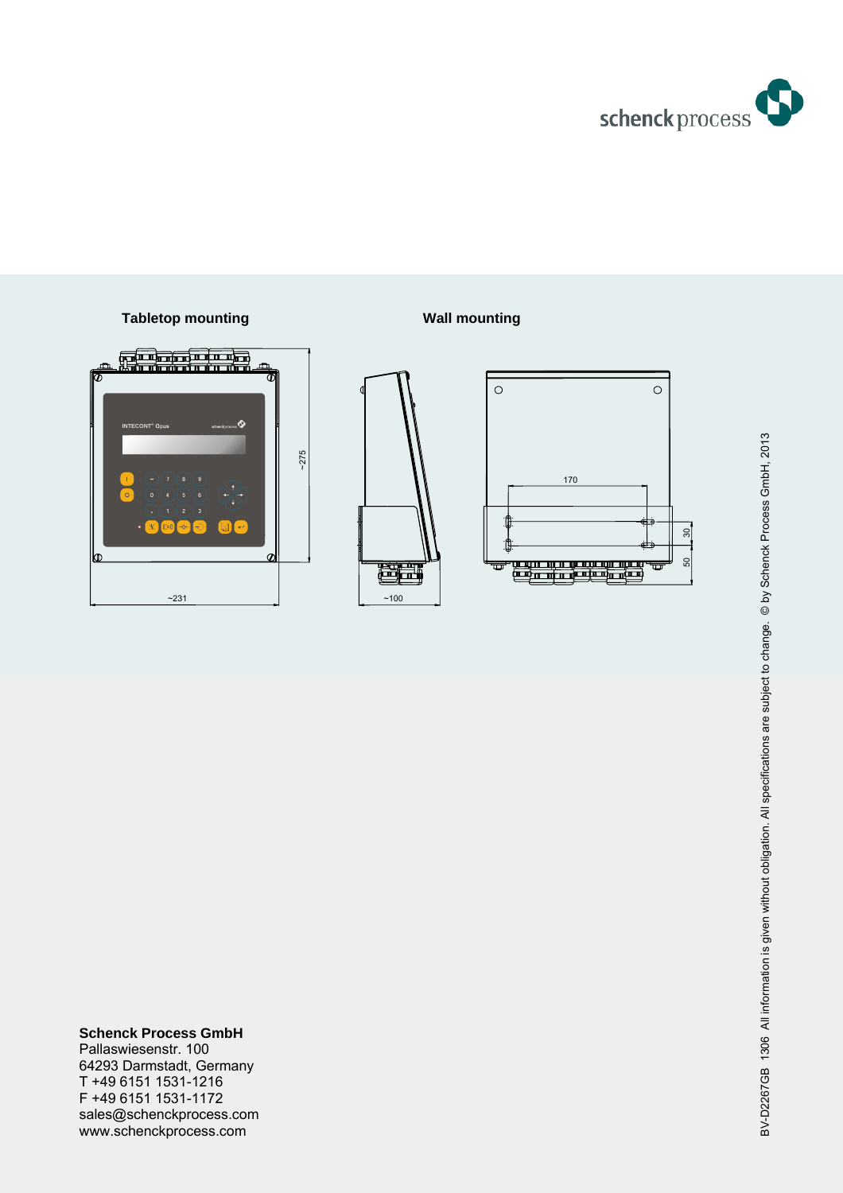schenck process

**Tabletop mounting**

**Wall mounting**

~275

~231

~100

170

30

50

**Schenck Process GmbH**
Pallaswiesenstr. 100
64293 Darmstadt, Germany
T +49 6151 1531-1216
F +49 6151 1531-1172
sales@schenckprocess.com
www.schenckprocess.com

BV-D2267GB 1306 All information is given without obligation. All specifications are subject to change. © by Schenck Process GmbH, 2013